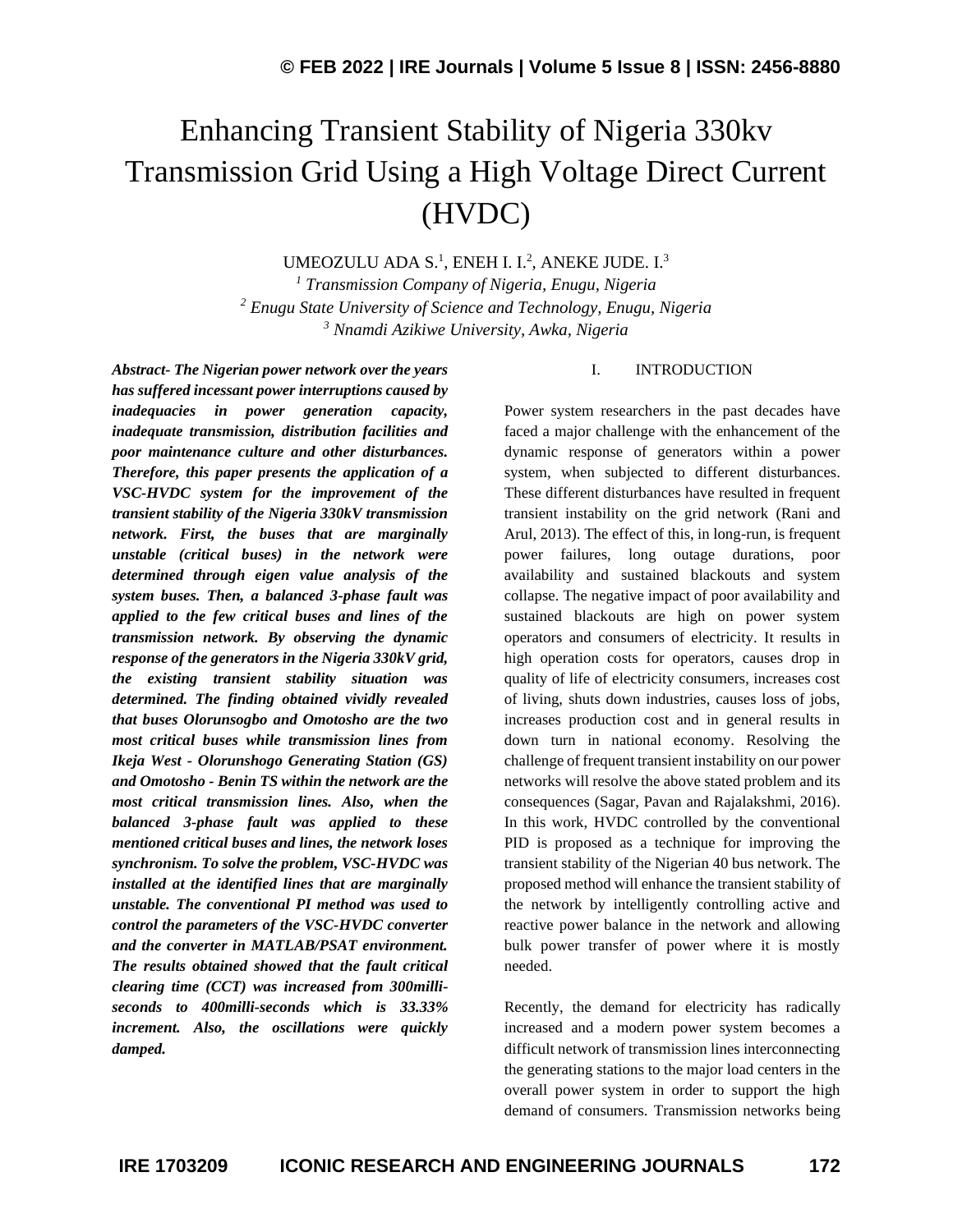# Enhancing Transient Stability of Nigeria 330kv Transmission Grid Using a High Voltage Direct Current (HVDC)

UMEOZULU ADA S.[1], ENEH I. I.[2], ANEKE JUDE. I.[3]

[1] *Transmission Company of Nigeria, Enugu, Nigeria*
[2] *Enugu State University of Science and Technology, Enugu, Nigeria*
[3] *Nnamdi Azikiwe University, Awka, Nigeria*

***Abstract- The Nigerian power network over the years has suffered incessant power interruptions caused by inadequacies in power generation capacity, inadequate transmission, distribution facilities and poor maintenance culture and other disturbances. Therefore, this paper presents the application of a VSC-HVDC system for the improvement of the transient stability of the Nigeria 330kV transmission network. First, the buses that are marginally unstable (critical buses) in the network were determined through eigen value analysis of the system buses. Then, a balanced 3-phase fault was applied to the few critical buses and lines of the transmission network. By observing the dynamic response of the generators in the Nigeria 330kV grid, the existing transient stability situation was determined. The finding obtained vividly revealed that buses Olorunsogbo and Omotosho are the two most critical buses while transmission lines from Ikeja West - Olorunshogo Generating Station (GS) and Omotosho - Benin TS within the network are the most critical transmission lines. Also, when the balanced 3-phase fault was applied to these mentioned critical buses and lines, the network loses synchronism. To solve the problem, VSC-HVDC was installed at the identified lines that are marginally unstable. The conventional PI method was used to control the parameters of the VSC-HVDC converter and the converter in MATLAB/PSAT environment. The results obtained showed that the fault critical clearing time (CCT) was increased from 300milli-seconds to 400milli-seconds which is 33.33% increment. Also, the oscillations were quickly damped.***

## I. INTRODUCTION

Power system researchers in the past decades have faced a major challenge with the enhancement of the dynamic response of generators within a power system, when subjected to different disturbances. These different disturbances have resulted in frequent transient instability on the grid network (Rani and Arul, 2013). The effect of this, in long-run, is frequent power failures, long outage durations, poor availability and sustained blackouts and system collapse. The negative impact of poor availability and sustained blackouts are high on power system operators and consumers of electricity. It results in high operation costs for operators, causes drop in quality of life of electricity consumers, increases cost of living, shuts down industries, causes loss of jobs, increases production cost and in general results in down turn in national economy. Resolving the challenge of frequent transient instability on our power networks will resolve the above stated problem and its consequences (Sagar, Pavan and Rajalakshmi, 2016). In this work, HVDC controlled by the conventional PID is proposed as a technique for improving the transient stability of the Nigerian 40 bus network. The proposed method will enhance the transient stability of the network by intelligently controlling active and reactive power balance in the network and allowing bulk power transfer of power where it is mostly needed.

Recently, the demand for electricity has radically increased and a modern power system becomes a difficult network of transmission lines interconnecting the generating stations to the major load centers in the overall power system in order to support the high demand of consumers. Transmission networks being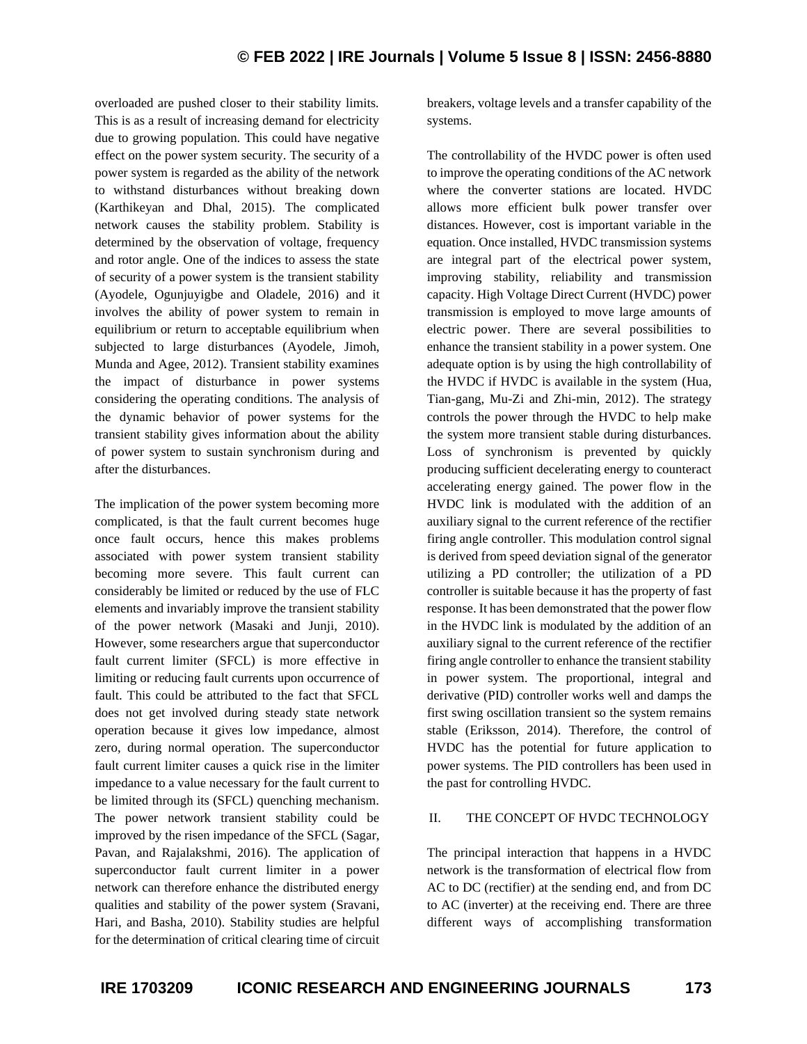overloaded are pushed closer to their stability limits. This is as a result of increasing demand for electricity due to growing population. This could have negative effect on the power system security. The security of a power system is regarded as the ability of the network to withstand disturbances without breaking down (Karthikeyan and Dhal, 2015). The complicated network causes the stability problem. Stability is determined by the observation of voltage, frequency and rotor angle. One of the indices to assess the state of security of a power system is the transient stability (Ayodele, Ogunjuyigbe and Oladele, 2016) and it involves the ability of power system to remain in equilibrium or return to acceptable equilibrium when subjected to large disturbances (Ayodele, Jimoh, Munda and Agee, 2012). Transient stability examines the impact of disturbance in power systems considering the operating conditions. The analysis of the dynamic behavior of power systems for the transient stability gives information about the ability of power system to sustain synchronism during and after the disturbances.

The implication of the power system becoming more complicated, is that the fault current becomes huge once fault occurs, hence this makes problems associated with power system transient stability becoming more severe. This fault current can considerably be limited or reduced by the use of FLC elements and invariably improve the transient stability of the power network (Masaki and Junji, 2010). However, some researchers argue that superconductor fault current limiter (SFCL) is more effective in limiting or reducing fault currents upon occurrence of fault. This could be attributed to the fact that SFCL does not get involved during steady state network operation because it gives low impedance, almost zero, during normal operation. The superconductor fault current limiter causes a quick rise in the limiter impedance to a value necessary for the fault current to be limited through its (SFCL) quenching mechanism. The power network transient stability could be improved by the risen impedance of the SFCL (Sagar, Pavan, and Rajalakshmi, 2016). The application of superconductor fault current limiter in a power network can therefore enhance the distributed energy qualities and stability of the power system (Sravani, Hari, and Basha, 2010). Stability studies are helpful for the determination of critical clearing time of circuit breakers, voltage levels and a transfer capability of the systems.

The controllability of the HVDC power is often used to improve the operating conditions of the AC network where the converter stations are located. HVDC allows more efficient bulk power transfer over distances. However, cost is important variable in the equation. Once installed, HVDC transmission systems are integral part of the electrical power system, improving stability, reliability and transmission capacity. High Voltage Direct Current (HVDC) power transmission is employed to move large amounts of electric power. There are several possibilities to enhance the transient stability in a power system. One adequate option is by using the high controllability of the HVDC if HVDC is available in the system (Hua, Tian-gang, Mu-Zi and Zhi-min, 2012). The strategy controls the power through the HVDC to help make the system more transient stable during disturbances. Loss of synchronism is prevented by quickly producing sufficient decelerating energy to counteract accelerating energy gained. The power flow in the HVDC link is modulated with the addition of an auxiliary signal to the current reference of the rectifier firing angle controller. This modulation control signal is derived from speed deviation signal of the generator utilizing a PD controller; the utilization of a PD controller is suitable because it has the property of fast response. It has been demonstrated that the power flow in the HVDC link is modulated by the addition of an auxiliary signal to the current reference of the rectifier firing angle controller to enhance the transient stability in power system. The proportional, integral and derivative (PID) controller works well and damps the first swing oscillation transient so the system remains stable (Eriksson, 2014). Therefore, the control of HVDC has the potential for future application to power systems. The PID controllers has been used in the past for controlling HVDC.

## II. THE CONCEPT OF HVDC TECHNOLOGY

The principal interaction that happens in a HVDC network is the transformation of electrical flow from AC to DC (rectifier) at the sending end, and from DC to AC (inverter) at the receiving end. There are three different ways of accomplishing transformation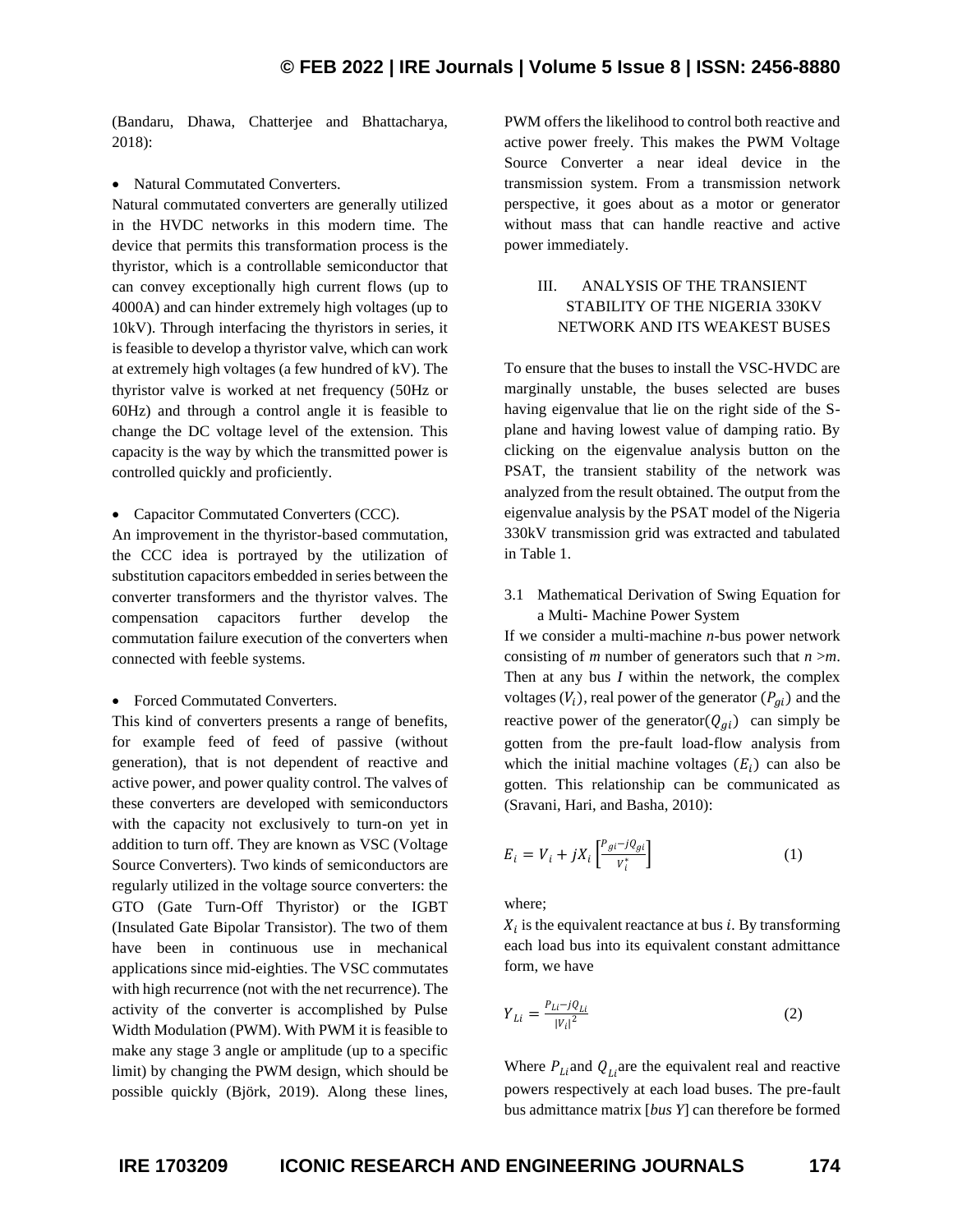(Bandaru, Dhawa, Chatterjee and Bhattacharya, 2018):

- Natural Commutated Converters.

Natural commutated converters are generally utilized in the HVDC networks in this modern time. The device that permits this transformation process is the thyristor, which is a controllable semiconductor that can convey exceptionally high current flows (up to 4000A) and can hinder extremely high voltages (up to 10kV). Through interfacing the thyristors in series, it is feasible to develop a thyristor valve, which can work at extremely high voltages (a few hundred of kV). The thyristor valve is worked at net frequency (50Hz or 60Hz) and through a control angle it is feasible to change the DC voltage level of the extension. This capacity is the way by which the transmitted power is controlled quickly and proficiently.

- Capacitor Commutated Converters (CCC).

An improvement in the thyristor-based commutation, the CCC idea is portrayed by the utilization of substitution capacitors embedded in series between the converter transformers and the thyristor valves. The compensation capacitors further develop the commutation failure execution of the converters when connected with feeble systems.

- Forced Commutated Converters.

This kind of converters presents a range of benefits, for example feed of feed of passive (without generation), that is not dependent of reactive and active power, and power quality control. The valves of these converters are developed with semiconductors with the capacity not exclusively to turn-on yet in addition to turn off. They are known as VSC (Voltage Source Converters). Two kinds of semiconductors are regularly utilized in the voltage source converters: the GTO (Gate Turn-Off Thyristor) or the IGBT (Insulated Gate Bipolar Transistor). The two of them have been in continuous use in mechanical applications since mid-eighties. The VSC commutates with high recurrence (not with the net recurrence). The activity of the converter is accomplished by Pulse Width Modulation (PWM). With PWM it is feasible to make any stage 3 angle or amplitude (up to a specific limit) by changing the PWM design, which should be possible quickly (Björk, 2019). Along these lines, PWM offers the likelihood to control both reactive and active power freely. This makes the PWM Voltage Source Converter a near ideal device in the transmission system. From a transmission network perspective, it goes about as a motor or generator without mass that can handle reactive and active power immediately.

## III. ANALYSIS OF THE TRANSIENT STABILITY OF THE NIGERIA 330KV NETWORK AND ITS WEAKEST BUSES

To ensure that the buses to install the VSC-HVDC are marginally unstable, the buses selected are buses having eigenvalue that lie on the right side of the S-plane and having lowest value of damping ratio. By clicking on the eigenvalue analysis button on the PSAT, the transient stability of the network was analyzed from the result obtained. The output from the eigenvalue analysis by the PSAT model of the Nigeria 330kV transmission grid was extracted and tabulated in Table 1.

### 3.1 Mathematical Derivation of Swing Equation for a Multi- Machine Power System

If we consider a multi-machine *n*-bus power network consisting of *m* number of generators such that $n > m$. Then at any bus *I* within the network, the complex voltages ($V_i$), real power of the generator ($P_{gi}$) and the reactive power of the generator($Q_{gi}$) can simply be gotten from the pre-fault load-flow analysis from which the initial machine voltages ($E_i$) can also be gotten. This relationship can be communicated as (Sravani, Hari, and Basha, 2010):

$$E_i = V_i + jX_i\left[\frac{P_{gi} - jQ_{gi}}{V_i^*}\right] \tag{1}$$

where;

$X_i$ is the equivalent reactance at bus $i$. By transforming each load bus into its equivalent constant admittance form, we have

$$Y_{Li} = \frac{P_{Li} - jQ_{Li}}{|V_i|^2} \tag{2}$$

Where $P_{Li}$ and $Q_{Li}$ are the equivalent real and reactive powers respectively at each load buses. The pre-fault bus admittance matrix [*bus Y*] can therefore be formed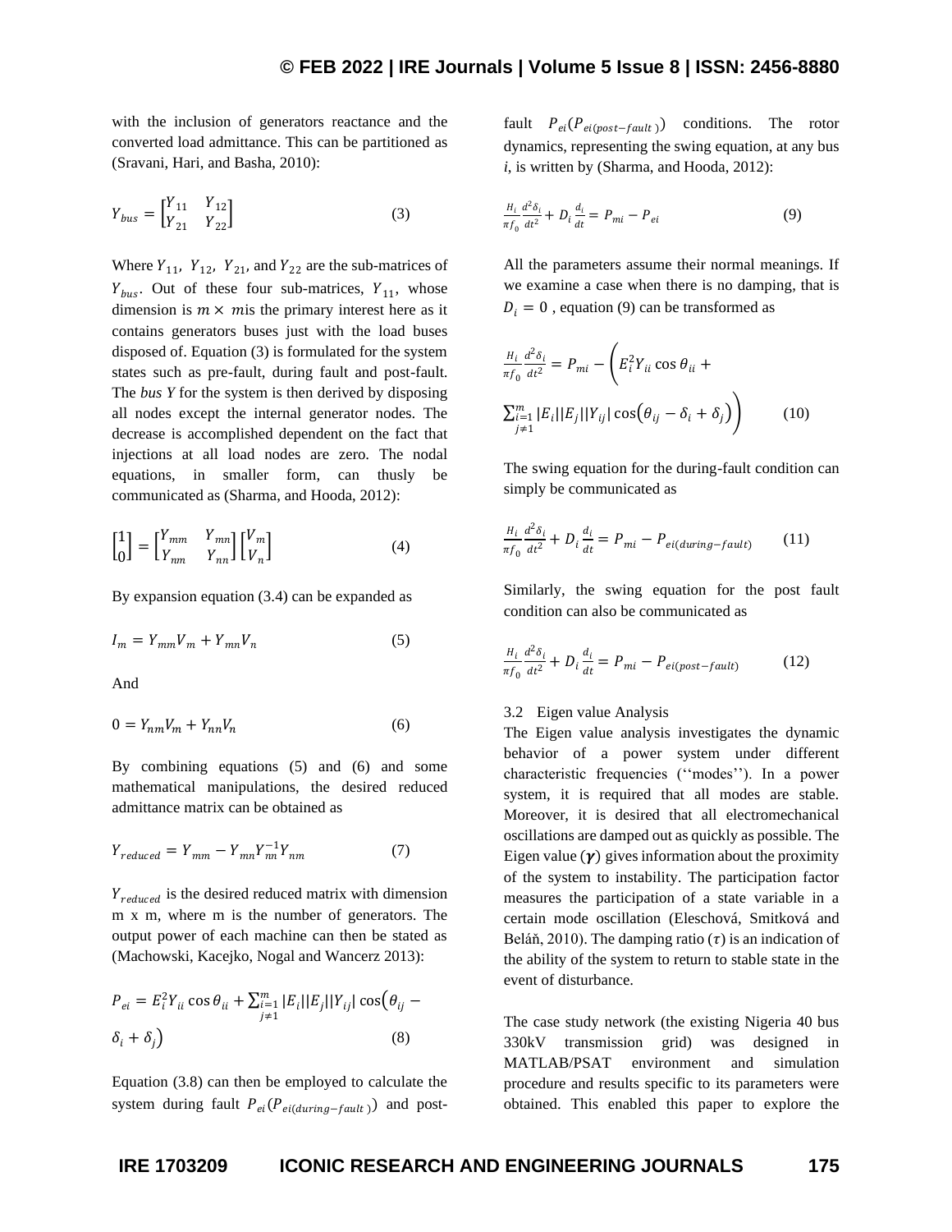with the inclusion of generators reactance and the converted load admittance. This can be partitioned as (Sravani, Hari, and Basha, 2010):

$$Y_{bus} = \begin{bmatrix} Y_{11} & Y_{12} \\ Y_{21} & Y_{22} \end{bmatrix} \tag{3}$$

Where $Y_{11}$, $Y_{12}$, $Y_{21}$, and $Y_{22}$ are the sub-matrices of $Y_{bus}$. Out of these four sub-matrices, $Y_{11}$, whose dimension is $m \times m$is the primary interest here as it contains generators buses just with the load buses disposed of. Equation (3) is formulated for the system states such as pre-fault, during fault and post-fault. The *bus Y* for the system is then derived by disposing all nodes except the internal generator nodes. The decrease is accomplished dependent on the fact that injections at all load nodes are zero. The nodal equations, in smaller form, can thusly be communicated as (Sharma, and Hooda, 2012):

$$\begin{bmatrix} 1 \\ 0 \end{bmatrix} = \begin{bmatrix} Y_{mm} & Y_{mn} \\ Y_{nm} & Y_{nn} \end{bmatrix} \begin{bmatrix} V_m \\ V_n \end{bmatrix} \tag{4}$$

By expansion equation (3.4) can be expanded as

$$I_m = Y_{mm}V_m + Y_{mn}V_n \tag{5}$$

And

$$0 = Y_{nm}V_m + Y_{nn}V_n \tag{6}$$

By combining equations (5) and (6) and some mathematical manipulations, the desired reduced admittance matrix can be obtained as

$$Y_{reduced} = Y_{mm} - Y_{mn}Y_{nn}^{-1}Y_{nm} \tag{7}$$

$Y_{reduced}$ is the desired reduced matrix with dimension m x m, where m is the number of generators. The output power of each machine can then be stated as (Machowski, Kacejko, Nogal and Wancerz 2013):

$$P_{ei} = E_i^2 Y_{ii} \cos\theta_{ii} + \sum_{\substack{i=1 \\ j \neq 1}}^{m} |E_i||E_j||Y_{ij}| \cos(\theta_{ij} - \delta_i + \delta_j) \tag{8}$$

Equation (3.8) can then be employed to calculate the system during fault $P_{ei}(P_{ei(during-fault)})$ and post-fault $P_{ei}(P_{ei(post-fault)})$ conditions. The rotor dynamics, representing the swing equation, at any bus *i*, is written by (Sharma, and Hooda, 2012):

$$\frac{H_i}{\pi f_0}\frac{d^2\delta_i}{dt^2} + D_i\frac{d_i}{dt} = P_{mi} - P_{ei} \tag{9}$$

All the parameters assume their normal meanings. If we examine a case when there is no damping, that is $D_i = 0$ , equation (9) can be transformed as

$$\frac{H_i}{\pi f_0}\frac{d^2\delta_i}{dt^2} = P_{mi} - \left( E_i^2 Y_{ii} \cos\theta_{ii} + \sum_{\substack{i=1 \\ j \neq 1}}^{m} |E_i||E_j||Y_{ij}| \cos(\theta_{ij} - \delta_i + \delta_j) \right) \tag{10}$$

The swing equation for the during-fault condition can simply be communicated as

$$\frac{H_i}{\pi f_0}\frac{d^2\delta_i}{dt^2} + D_i\frac{d_i}{dt} = P_{mi} - P_{ei(during-fault)} \tag{11}$$

Similarly, the swing equation for the post fault condition can also be communicated as

$$\frac{H_i}{\pi f_0}\frac{d^2\delta_i}{dt^2} + D_i\frac{d_i}{dt} = P_{mi} - P_{ei(post-fault)} \tag{12}$$

### 3.2 Eigen value Analysis

The Eigen value analysis investigates the dynamic behavior of a power system under different characteristic frequencies (''modes''). In a power system, it is required that all modes are stable. Moreover, it is desired that all electromechanical oscillations are damped out as quickly as possible. The Eigen value ($\boldsymbol{\gamma}$) gives information about the proximity of the system to instability. The participation factor measures the participation of a state variable in a certain mode oscillation (Eleschová, Smitková and Beláň, 2010). The damping ratio ($\tau$) is an indication of the ability of the system to return to stable state in the event of disturbance.

The case study network (the existing Nigeria 40 bus 330kV transmission grid) was designed in MATLAB/PSAT environment and simulation procedure and results specific to its parameters were obtained. This enabled this paper to explore the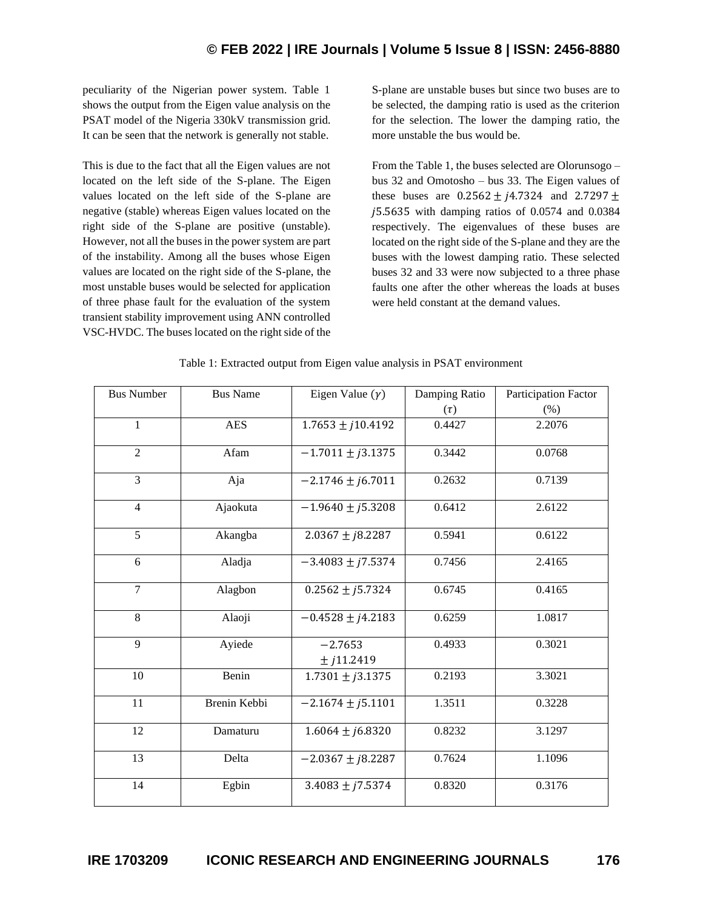peculiarity of the Nigerian power system. Table 1 shows the output from the Eigen value analysis on the PSAT model of the Nigeria 330kV transmission grid. It can be seen that the network is generally not stable.

This is due to the fact that all the Eigen values are not located on the left side of the S-plane. The Eigen values located on the left side of the S-plane are negative (stable) whereas Eigen values located on the right side of the S-plane are positive (unstable). However, not all the buses in the power system are part of the instability. Among all the buses whose Eigen values are located on the right side of the S-plane, the most unstable buses would be selected for application of three phase fault for the evaluation of the system transient stability improvement using ANN controlled VSC-HVDC. The buses located on the right side of the S-plane are unstable buses but since two buses are to be selected, the damping ratio is used as the criterion for the selection. The lower the damping ratio, the more unstable the bus would be.

From the Table 1, the buses selected are Olorunsogo – bus 32 and Omotosho – bus 33. The Eigen values of these buses are $0.2562 \pm j4.7324$ and $2.7297 \pm j5.5635$ with damping ratios of 0.0574 and 0.0384 respectively. The eigenvalues of these buses are located on the right side of the S-plane and they are the buses with the lowest damping ratio. These selected buses 32 and 33 were now subjected to a three phase faults one after the other whereas the loads at buses were held constant at the demand values.

Table 1: Extracted output from Eigen value analysis in PSAT environment

| Bus Number | Bus Name | Eigen Value ($\gamma$) | Damping Ratio ($\tau$) | Participation Factor (%) |
|---|---|---|---|---|
| 1 | AES | $1.7653 \pm j10.4192$ | 0.4427 | 2.2076 |
| 2 | Afam | $-1.7011 \pm j3.1375$ | 0.3442 | 0.0768 |
| 3 | Aja | $-2.1746 \pm j6.7011$ | 0.2632 | 0.7139 |
| 4 | Ajaokuta | $-1.9640 \pm j5.3208$ | 0.6412 | 2.6122 |
| 5 | Akangba | $2.0367 \pm j8.2287$ | 0.5941 | 0.6122 |
| 6 | Aladja | $-3.4083 \pm j7.5374$ | 0.7456 | 2.4165 |
| 7 | Alagbon | $0.2562 \pm j5.7324$ | 0.6745 | 0.4165 |
| 8 | Alaoji | $-0.4528 \pm j4.2183$ | 0.6259 | 1.0817 |
| 9 | Ayiede | $-2.7653 \pm j11.2419$ | 0.4933 | 0.3021 |
| 10 | Benin | $1.7301 \pm j3.1375$ | 0.2193 | 3.3021 |
| 11 | Brenin Kebbi | $-2.1674 \pm j5.1101$ | 1.3511 | 0.3228 |
| 12 | Damaturu | $1.6064 \pm j6.8320$ | 0.8232 | 3.1297 |
| 13 | Delta | $-2.0367 \pm j8.2287$ | 0.7624 | 1.1096 |
| 14 | Egbin | $3.4083 \pm j7.5374$ | 0.8320 | 0.3176 |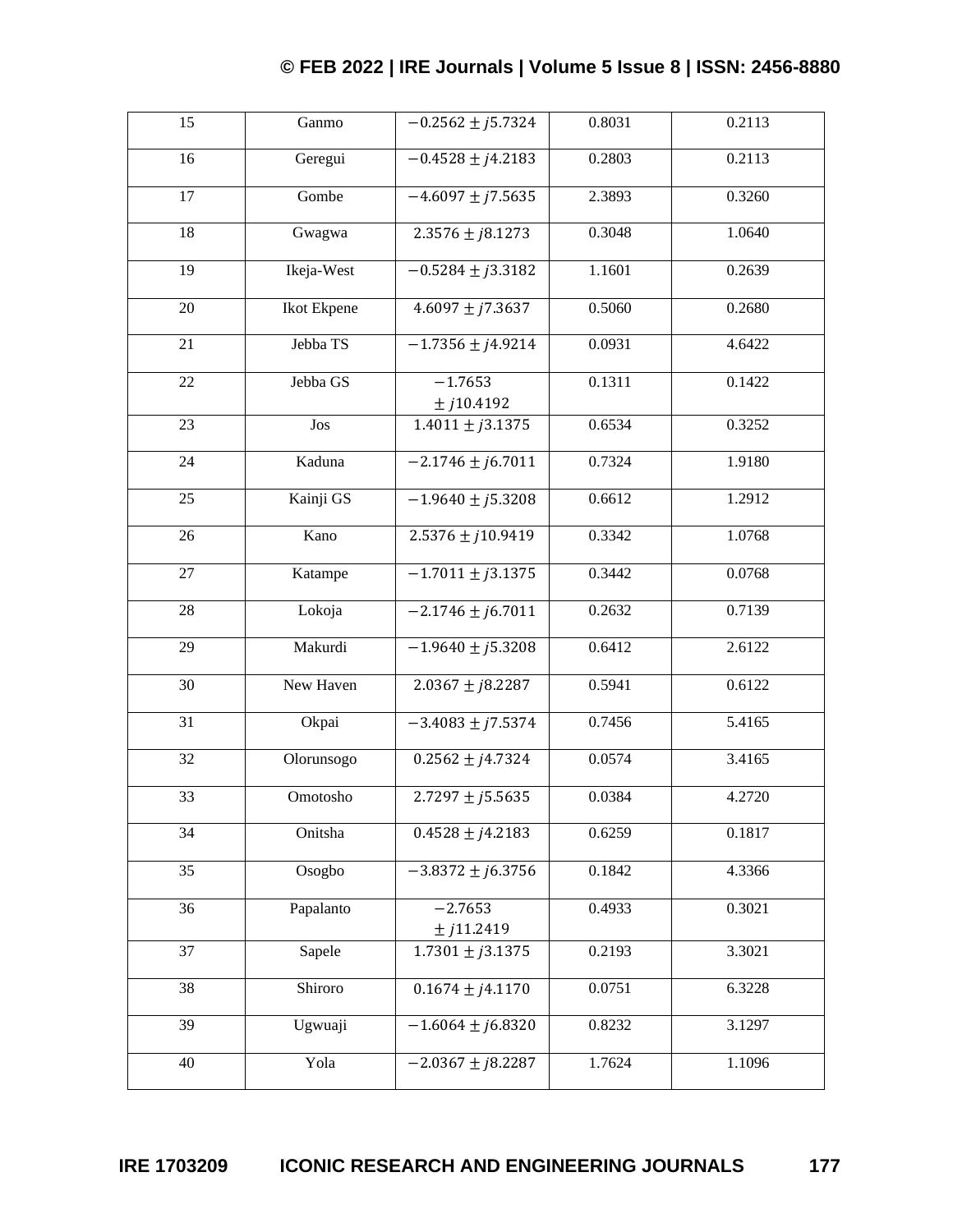| 15 | Ganmo | $-0.2562 \pm j5.7324$ | 0.8031 | 0.2113 |
|---|---|---|---|---|
| 16 | Geregui | $-0.4528 \pm j4.2183$ | 0.2803 | 0.2113 |
| 17 | Gombe | $-4.6097 \pm j7.5635$ | 2.3893 | 0.3260 |
| 18 | Gwagwa | $2.3576 \pm j8.1273$ | 0.3048 | 1.0640 |
| 19 | Ikeja-West | $-0.5284 \pm j3.3182$ | 1.1601 | 0.2639 |
| 20 | Ikot Ekpene | $4.6097 \pm j7.3637$ | 0.5060 | 0.2680 |
| 21 | Jebba TS | $-1.7356 \pm j4.9214$ | 0.0931 | 4.6422 |
| 22 | Jebba GS | $-1.7653 \pm j10.4192$ | 0.1311 | 0.1422 |
| 23 | Jos | $1.4011 \pm j3.1375$ | 0.6534 | 0.3252 |
| 24 | Kaduna | $-2.1746 \pm j6.7011$ | 0.7324 | 1.9180 |
| 25 | Kainji GS | $-1.9640 \pm j5.3208$ | 0.6612 | 1.2912 |
| 26 | Kano | $2.5376 \pm j10.9419$ | 0.3342 | 1.0768 |
| 27 | Katampe | $-1.7011 \pm j3.1375$ | 0.3442 | 0.0768 |
| 28 | Lokoja | $-2.1746 \pm j6.7011$ | 0.2632 | 0.7139 |
| 29 | Makurdi | $-1.9640 \pm j5.3208$ | 0.6412 | 2.6122 |
| 30 | New Haven | $2.0367 \pm j8.2287$ | 0.5941 | 0.6122 |
| 31 | Okpai | $-3.4083 \pm j7.5374$ | 0.7456 | 5.4165 |
| 32 | Olorunsogo | $0.2562 \pm j4.7324$ | 0.0574 | 3.4165 |
| 33 | Omotosho | $2.7297 \pm j5.5635$ | 0.0384 | 4.2720 |
| 34 | Onitsha | $0.4528 \pm j4.2183$ | 0.6259 | 0.1817 |
| 35 | Osogbo | $-3.8372 \pm j6.3756$ | 0.1842 | 4.3366 |
| 36 | Papalanto | $-2.7653 \pm j11.2419$ | 0.4933 | 0.3021 |
| 37 | Sapele | $1.7301 \pm j3.1375$ | 0.2193 | 3.3021 |
| 38 | Shiroro | $0.1674 \pm j4.1170$ | 0.0751 | 6.3228 |
| 39 | Ugwuaji | $-1.6064 \pm j6.8320$ | 0.8232 | 3.1297 |
| 40 | Yola | $-2.0367 \pm j8.2287$ | 1.7624 | 1.1096 |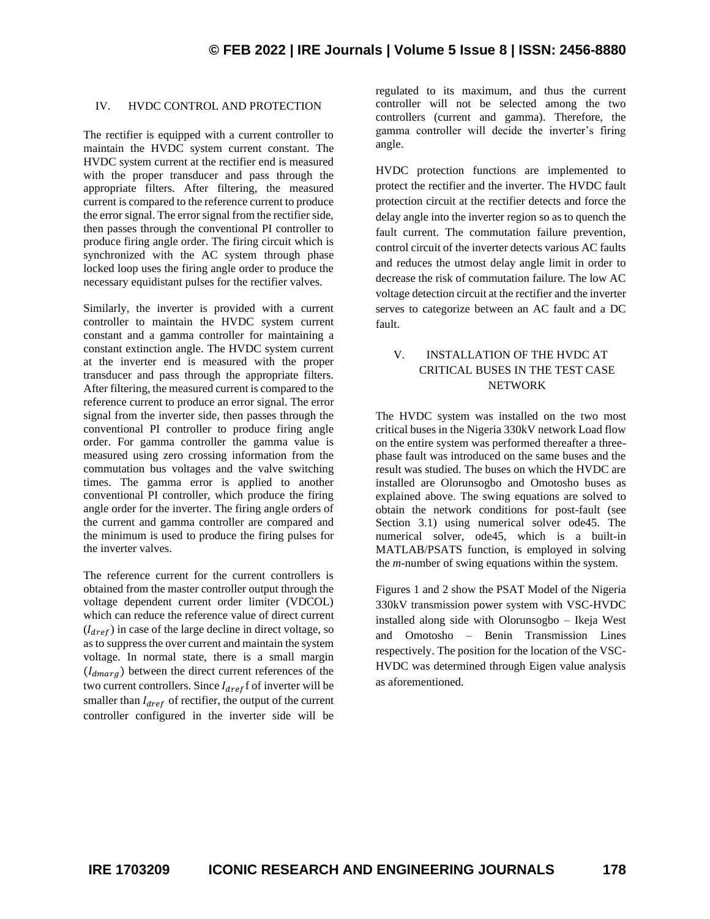## IV. HVDC CONTROL AND PROTECTION

The rectifier is equipped with a current controller to maintain the HVDC system current constant. The HVDC system current at the rectifier end is measured with the proper transducer and pass through the appropriate filters. After filtering, the measured current is compared to the reference current to produce the error signal. The error signal from the rectifier side, then passes through the conventional PI controller to produce firing angle order. The firing circuit which is synchronized with the AC system through phase locked loop uses the firing angle order to produce the necessary equidistant pulses for the rectifier valves.

Similarly, the inverter is provided with a current controller to maintain the HVDC system current constant and a gamma controller for maintaining a constant extinction angle. The HVDC system current at the inverter end is measured with the proper transducer and pass through the appropriate filters. After filtering, the measured current is compared to the reference current to produce an error signal. The error signal from the inverter side, then passes through the conventional PI controller to produce firing angle order. For gamma controller the gamma value is measured using zero crossing information from the commutation bus voltages and the valve switching times. The gamma error is applied to another conventional PI controller, which produce the firing angle order for the inverter. The firing angle orders of the current and gamma controller are compared and the minimum is used to produce the firing pulses for the inverter valves.

The reference current for the current controllers is obtained from the master controller output through the voltage dependent current order limiter (VDCOL) which can reduce the reference value of direct current ($I_{dref}$) in case of the large decline in direct voltage, so as to suppress the over current and maintain the system voltage. In normal state, there is a small margin ($I_{dmarg}$) between the direct current references of the two current controllers. Since $I_{dref}$f of inverter will be smaller than $I_{dref}$ of rectifier, the output of the current controller configured in the inverter side will be regulated to its maximum, and thus the current controller will not be selected among the two controllers (current and gamma). Therefore, the gamma controller will decide the inverter's firing angle.

HVDC protection functions are implemented to protect the rectifier and the inverter. The HVDC fault protection circuit at the rectifier detects and force the delay angle into the inverter region so as to quench the fault current. The commutation failure prevention, control circuit of the inverter detects various AC faults and reduces the utmost delay angle limit in order to decrease the risk of commutation failure. The low AC voltage detection circuit at the rectifier and the inverter serves to categorize between an AC fault and a DC fault.

## V. INSTALLATION OF THE HVDC AT CRITICAL BUSES IN THE TEST CASE NETWORK

The HVDC system was installed on the two most critical buses in the Nigeria 330kV network Load flow on the entire system was performed thereafter a three-phase fault was introduced on the same buses and the result was studied. The buses on which the HVDC are installed are Olorunsogbo and Omotosho buses as explained above. The swing equations are solved to obtain the network conditions for post-fault (see Section 3.1) using numerical solver ode45. The numerical solver, ode45, which is a built-in MATLAB/PSATS function, is employed in solving the *m*-number of swing equations within the system.

Figures 1 and 2 show the PSAT Model of the Nigeria 330kV transmission power system with VSC-HVDC installed along side with Olorunsogbo – Ikeja West and Omotosho – Benin Transmission Lines respectively. The position for the location of the VSC-HVDC was determined through Eigen value analysis as aforementioned.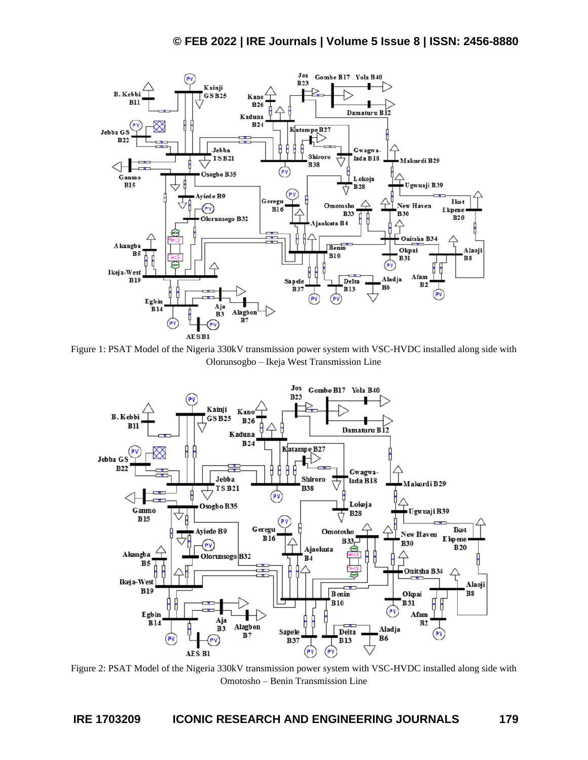Figure 1: PSAT Model of the Nigeria 330kV transmission power system with VSC-HVDC installed along side with Olorunsogbo – Ikeja West Transmission Line

Figure 2: PSAT Model of the Nigeria 330kV transmission power system with VSC-HVDC installed along side with Omotosho – Benin Transmission Line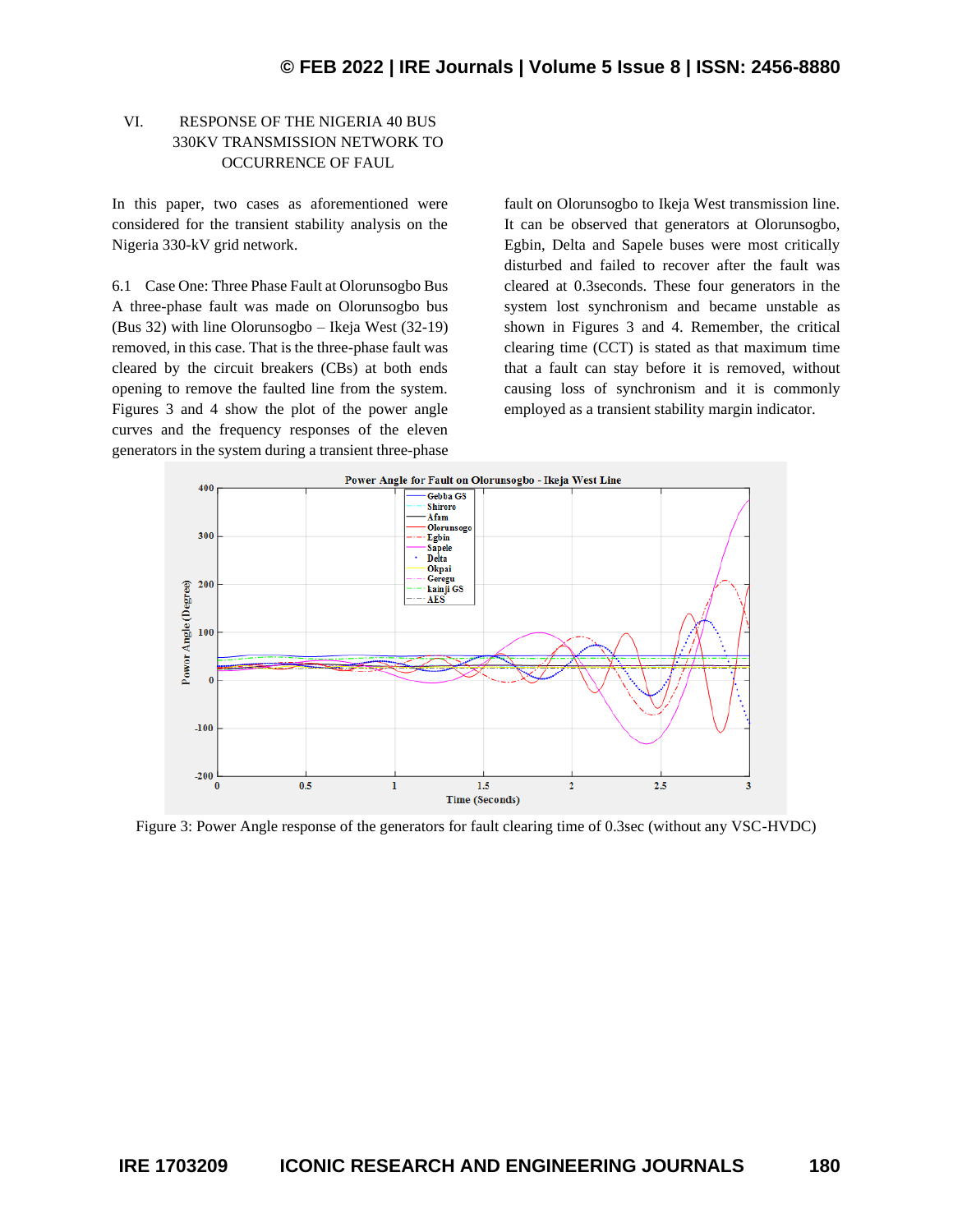## VI. RESPONSE OF THE NIGERIA 40 BUS 330KV TRANSMISSION NETWORK TO OCCURRENCE OF FAUL

In this paper, two cases as aforementioned were considered for the transient stability analysis on the Nigeria 330-kV grid network.

### 6.1 Case One: Three Phase Fault at Olorunsogbo Bus

A three-phase fault was made on Olorunsogbo bus (Bus 32) with line Olorunsogbo – Ikeja West (32-19) removed, in this case. That is the three-phase fault was cleared by the circuit breakers (CBs) at both ends opening to remove the faulted line from the system. Figures 3 and 4 show the plot of the power angle curves and the frequency responses of the eleven generators in the system during a transient three-phase fault on Olorunsogbo to Ikeja West transmission line. It can be observed that generators at Olorunsogbo, Egbin, Delta and Sapele buses were most critically disturbed and failed to recover after the fault was cleared at 0.3seconds. These four generators in the system lost synchronism and became unstable as shown in Figures 3 and 4. Remember, the critical clearing time (CCT) is stated as that maximum time that a fault can stay before it is removed, without causing loss of synchronism and it is commonly employed as a transient stability margin indicator.

Figure 3: Power Angle response of the generators for fault clearing time of 0.3sec (without any VSC-HVDC)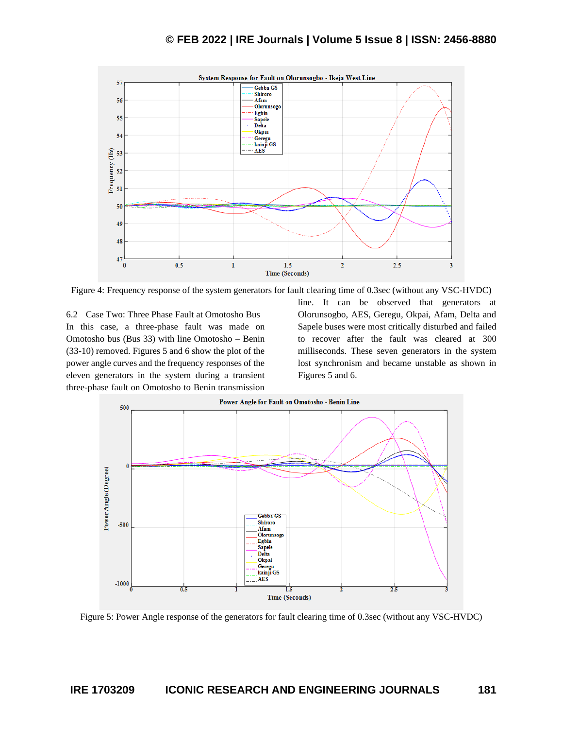Figure 4: Frequency response of the system generators for fault clearing time of 0.3sec (without any VSC-HVDC)

### 6.2 Case Two: Three Phase Fault at Omotosho Bus

In this case, a three-phase fault was made on Omotosho bus (Bus 33) with line Omotosho – Benin (33-10) removed. Figures 5 and 6 show the plot of the power angle curves and the frequency responses of the eleven generators in the system during a transient three-phase fault on Omotosho to Benin transmission line. It can be observed that generators at Olorunsogbo, AES, Geregu, Okpai, Afam, Delta and Sapele buses were most critically disturbed and failed to recover after the fault was cleared at 300 milliseconds. These seven generators in the system lost synchronism and became unstable as shown in Figures 5 and 6.

Figure 5: Power Angle response of the generators for fault clearing time of 0.3sec (without any VSC-HVDC)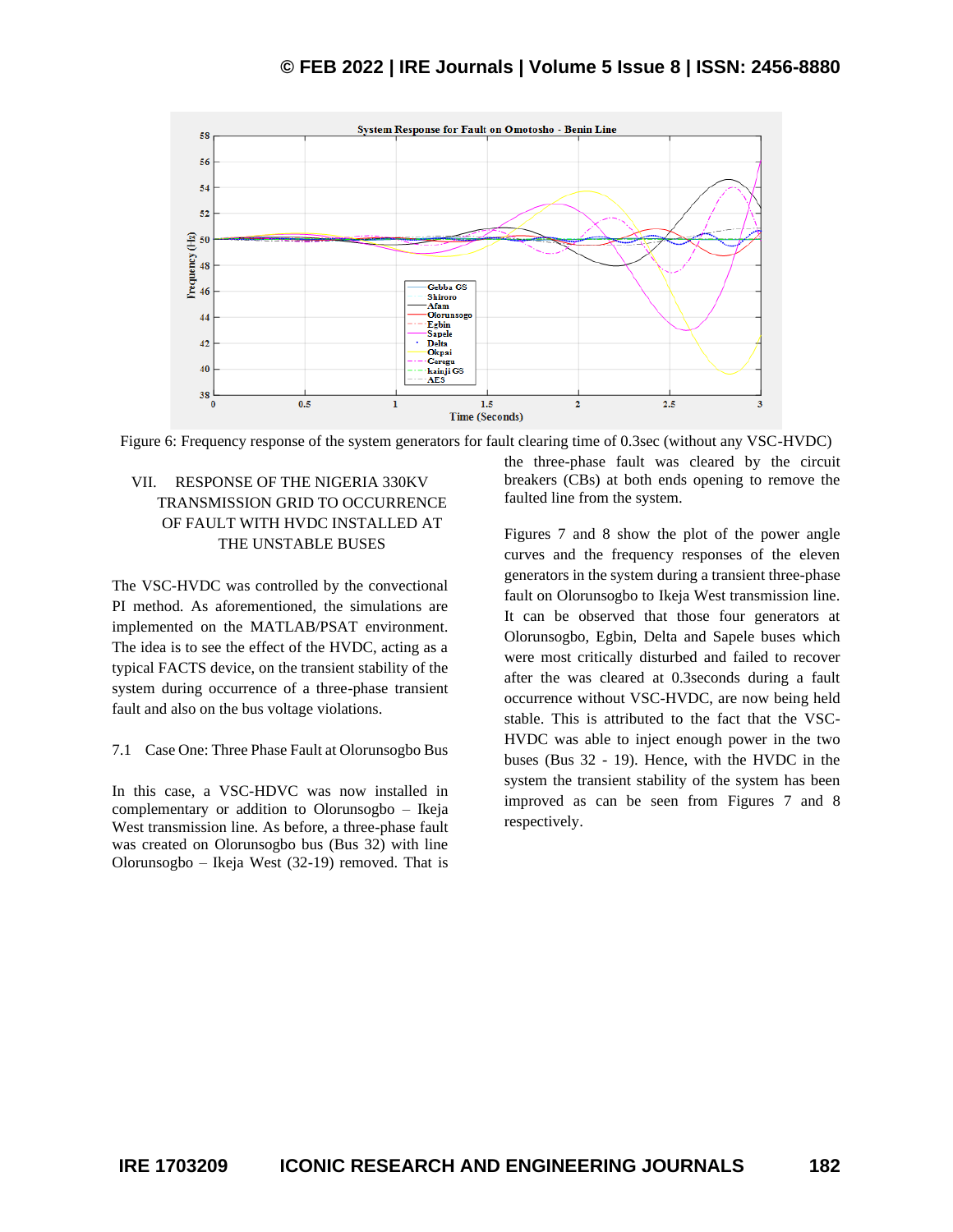Figure 6: Frequency response of the system generators for fault clearing time of 0.3sec (without any VSC-HVDC)

## VII. RESPONSE OF THE NIGERIA 330KV TRANSMISSION GRID TO OCCURRENCE OF FAULT WITH HVDC INSTALLED AT THE UNSTABLE BUSES

The VSC-HVDC was controlled by the convectional PI method. As aforementioned, the simulations are implemented on the MATLAB/PSAT environment. The idea is to see the effect of the HVDC, acting as a typical FACTS device, on the transient stability of the system during occurrence of a three-phase transient fault and also on the bus voltage violations.

### 7.1 Case One: Three Phase Fault at Olorunsogbo Bus

In this case, a VSC-HDVC was now installed in complementary or addition to Olorunsogbo – Ikeja West transmission line. As before, a three-phase fault was created on Olorunsogbo bus (Bus 32) with line Olorunsogbo – Ikeja West (32-19) removed. That is the three-phase fault was cleared by the circuit breakers (CBs) at both ends opening to remove the faulted line from the system.

Figures 7 and 8 show the plot of the power angle curves and the frequency responses of the eleven generators in the system during a transient three-phase fault on Olorunsogbo to Ikeja West transmission line. It can be observed that those four generators at Olorunsogbo, Egbin, Delta and Sapele buses which were most critically disturbed and failed to recover after the was cleared at 0.3seconds during a fault occurrence without VSC-HVDC, are now being held stable. This is attributed to the fact that the VSC-HVDC was able to inject enough power in the two buses (Bus 32 - 19). Hence, with the HVDC in the system the transient stability of the system has been improved as can be seen from Figures 7 and 8 respectively.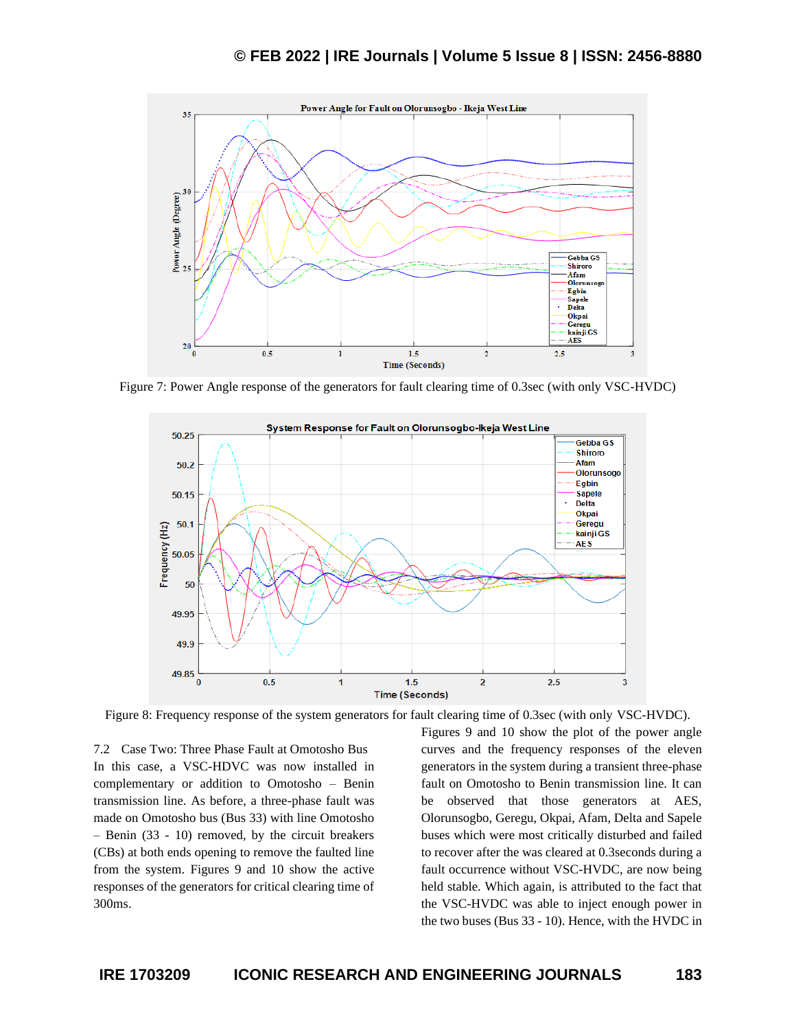Figure 7: Power Angle response of the generators for fault clearing time of 0.3sec (with only VSC-HVDC)

Figure 8: Frequency response of the system generators for fault clearing time of 0.3sec (with only VSC-HVDC).

7.2 Case Two: Three Phase Fault at Omotosho Bus

In this case, a VSC-HDVC was now installed in complementary or addition to Omotosho – Benin transmission line. As before, a three-phase fault was made on Omotosho bus (Bus 33) with line Omotosho – Benin (33 - 10) removed, by the circuit breakers (CBs) at both ends opening to remove the faulted line from the system. Figures 9 and 10 show the active responses of the generators for critical clearing time of 300ms.

Figures 9 and 10 show the plot of the power angle curves and the frequency responses of the eleven generators in the system during a transient three-phase fault on Omotosho to Benin transmission line. It can be observed that those generators at AES, Olorunsogbo, Geregu, Okpai, Afam, Delta and Sapele buses which were most critically disturbed and failed to recover after the was cleared at 0.3seconds during a fault occurrence without VSC-HVDC, are now being held stable. Which again, is attributed to the fact that the VSC-HVDC was able to inject enough power in the two buses (Bus 33 - 10). Hence, with the HVDC in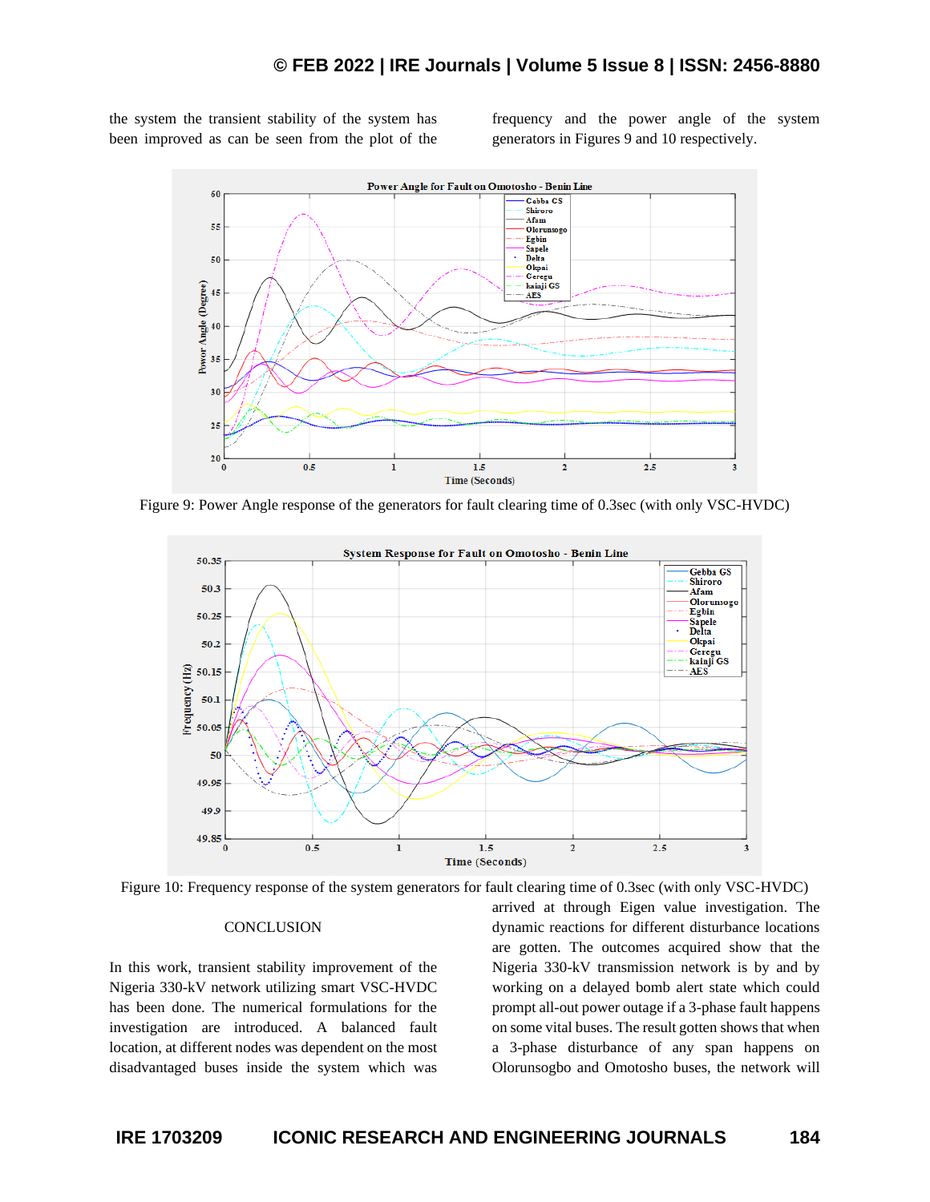the system the transient stability of the system has been improved as can be seen from the plot of the frequency and the power angle of the system generators in Figures 9 and 10 respectively.

Figure 9: Power Angle response of the generators for fault clearing time of 0.3sec (with only VSC-HVDC)

Figure 10: Frequency response of the system generators for fault clearing time of 0.3sec (with only VSC-HVDC)

## CONCLUSION

In this work, transient stability improvement of the Nigeria 330-kV network utilizing smart VSC-HVDC has been done. The numerical formulations for the investigation are introduced. A balanced fault location, at different nodes was dependent on the most disadvantaged buses inside the system which was arrived at through Eigen value investigation. The dynamic reactions for different disturbance locations are gotten. The outcomes acquired show that the Nigeria 330-kV transmission network is by and by working on a delayed bomb alert state which could prompt all-out power outage if a 3-phase fault happens on some vital buses. The result gotten shows that when a 3-phase disturbance of any span happens on Olorunsogbo and Omotosho buses, the network will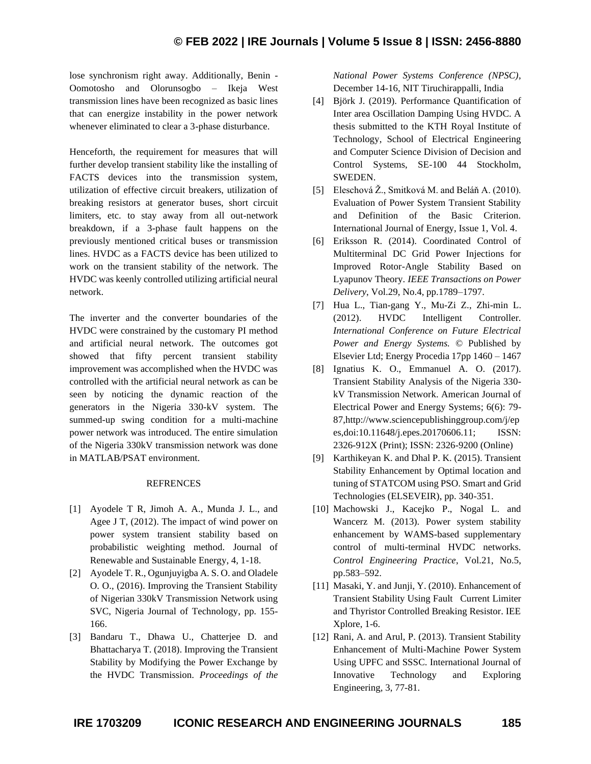lose synchronism right away. Additionally, Benin - Oomotosho and Olorunsogbo – Ikeja West transmission lines have been recognized as basic lines that can energize instability in the power network whenever eliminated to clear a 3-phase disturbance.

Henceforth, the requirement for measures that will further develop transient stability like the installing of FACTS devices into the transmission system, utilization of effective circuit breakers, utilization of breaking resistors at generator buses, short circuit limiters, etc. to stay away from all out-network breakdown, if a 3-phase fault happens on the previously mentioned critical buses or transmission lines. HVDC as a FACTS device has been utilized to work on the transient stability of the network. The HVDC was keenly controlled utilizing artificial neural network.

The inverter and the converter boundaries of the HVDC were constrained by the customary PI method and artificial neural network. The outcomes got showed that fifty percent transient stability improvement was accomplished when the HVDC was controlled with the artificial neural network as can be seen by noticing the dynamic reaction of the generators in the Nigeria 330-kV system. The summed-up swing condition for a multi-machine power network was introduced. The entire simulation of the Nigeria 330kV transmission network was done in MATLAB/PSAT environment.

## REFRENCES

[1] Ayodele T R, Jimoh A. A., Munda J. L., and Agee J T, (2012). The impact of wind power on power system transient stability based on probabilistic weighting method. Journal of Renewable and Sustainable Energy, 4, 1-18.

[2] Ayodele T. R., Ogunjuyigbe A. S. O. and Oladele O. O., (2016). Improving the Transient Stability of Nigerian 330kV Transmission Network using SVC, Nigeria Journal of Technology, pp. 155-166.

[3] Bandaru T., Dhawa U., Chatterjee D. and Bhattacharya T. (2018). Improving the Transient Stability by Modifying the Power Exchange by the HVDC Transmission. *Proceedings of the National Power Systems Conference (NPSC)*, December 14-16, NIT Tiruchirappalli, India

[4] Björk J. (2019). Performance Quantification of Inter area Oscillation Damping Using HVDC. A thesis submitted to the KTH Royal Institute of Technology, School of Electrical Engineering and Computer Science Division of Decision and Control Systems, SE-100 44 Stockholm, SWEDEN.

[5] Eleschová Ž., Smitková M. and Beláň A. (2010). Evaluation of Power System Transient Stability and Definition of the Basic Criterion. International Journal of Energy, Issue 1, Vol. 4.

[6] Eriksson R. (2014). Coordinated Control of Multiterminal DC Grid Power Injections for Improved Rotor-Angle Stability Based on Lyapunov Theory. *IEEE Transactions on Power Delivery*, Vol.29, No.4, pp.1789–1797.

[7] Hua L., Tian-gang Y., Mu-Zi Z., Zhi-min L. (2012). HVDC Intelligent Controller. *International Conference on Future Electrical Power and Energy Systems.* © Published by Elsevier Ltd; Energy Procedia 17pp 1460 – 1467

[8] Ignatius K. O., Emmanuel A. O. (2017). Transient Stability Analysis of the Nigeria 330-kV Transmission Network. American Journal of Electrical Power and Energy Systems; 6(6): 79-87,http://www.sciencepublishinggroup.com/j/epes,doi:10.11648/j.epes.20170606.11; ISSN: 2326-912X (Print); ISSN: 2326-9200 (Online)

[9] Karthikeyan K. and Dhal P. K. (2015). Transient Stability Enhancement by Optimal location and tuning of STATCOM using PSO. Smart and Grid Technologies (ELSEVEIR), pp. 340-351.

[10] Machowski J., Kacejko P., Nogal L. and Wancerz M. (2013). Power system stability enhancement by WAMS-based supplementary control of multi-terminal HVDC networks. *Control Engineering Practice*, Vol.21, No.5, pp.583–592.

[11] Masaki, Y. and Junji, Y. (2010). Enhancement of Transient Stability Using Fault Current Limiter and Thyristor Controlled Breaking Resistor. IEE Xplore, 1-6.

[12] Rani, A. and Arul, P. (2013). Transient Stability Enhancement of Multi-Machine Power System Using UPFC and SSSC. International Journal of Innovative Technology and Exploring Engineering, 3, 77-81.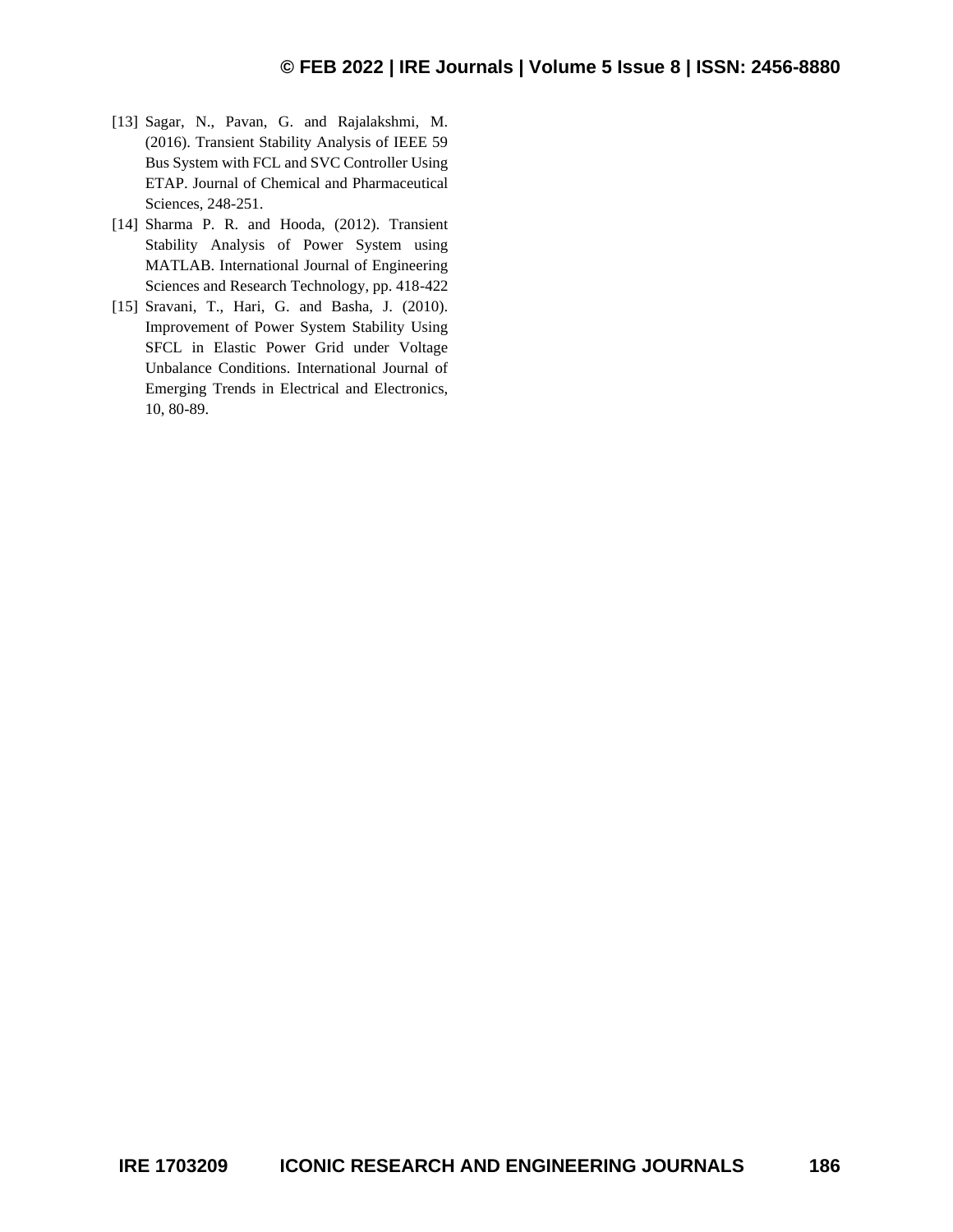[13] Sagar, N., Pavan, G. and Rajalakshmi, M. (2016). Transient Stability Analysis of IEEE 59 Bus System with FCL and SVC Controller Using ETAP. Journal of Chemical and Pharmaceutical Sciences, 248-251.

[14] Sharma P. R. and Hooda, (2012). Transient Stability Analysis of Power System using MATLAB. International Journal of Engineering Sciences and Research Technology, pp. 418-422

[15] Sravani, T., Hari, G. and Basha, J. (2010). Improvement of Power System Stability Using SFCL in Elastic Power Grid under Voltage Unbalance Conditions. International Journal of Emerging Trends in Electrical and Electronics, 10, 80-89.